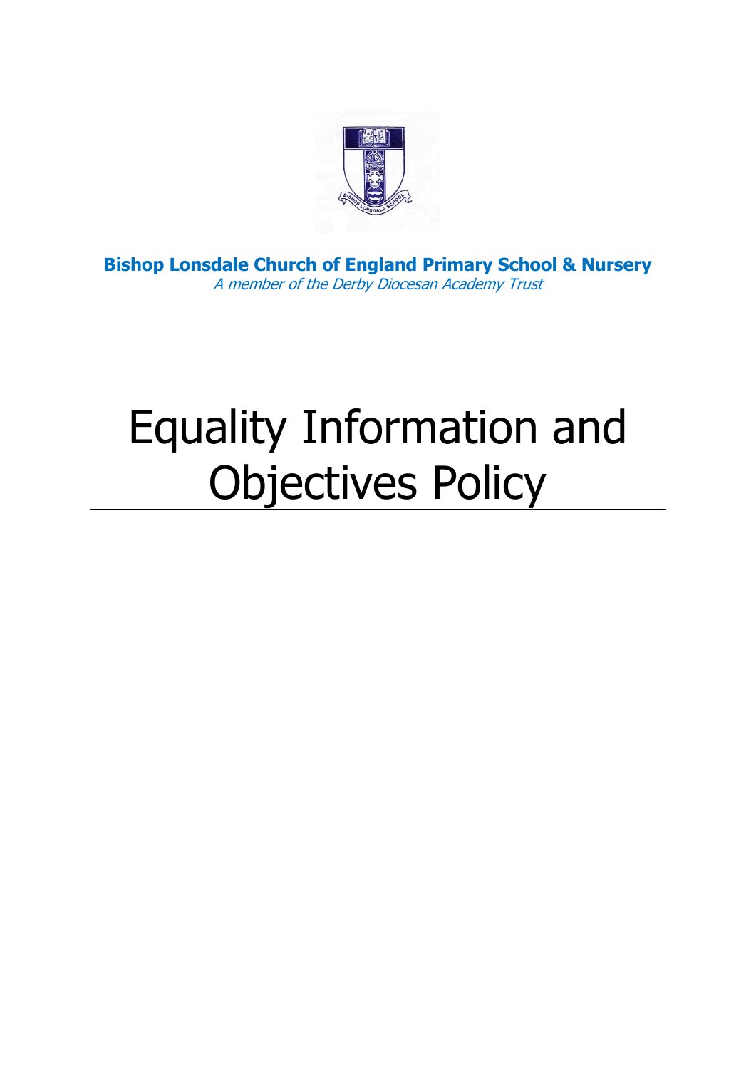**Bishop Lonsdale Church of England Primary School & Nursery**

*A member of the Derby Diocesan Academy Trust*

# Equality Information and Objectives Policy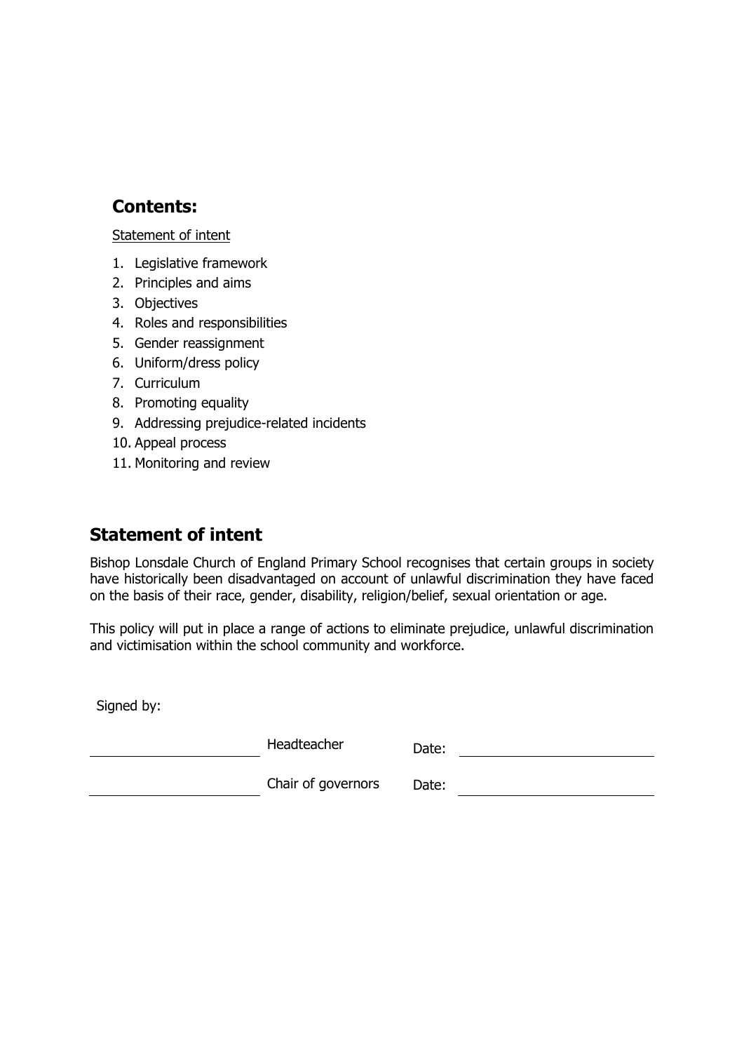## Contents:

Statement of intent

1. Legislative framework
2. Principles and aims
3. Objectives
4. Roles and responsibilities
5. Gender reassignment
6. Uniform/dress policy
7. Curriculum
8. Promoting equality
9. Addressing prejudice-related incidents
10. Appeal process
11. Monitoring and review

## Statement of intent

Bishop Lonsdale Church of England Primary School recognises that certain groups in society have historically been disadvantaged on account of unlawful discrimination they have faced on the basis of their race, gender, disability, religion/belief, sexual orientation or age.

This policy will put in place a range of actions to eliminate prejudice, unlawful discrimination and victimisation within the school community and workforce.

Signed by:

| | | | |
|---|---|---|---|
| \_\_\_\_\_\_\_\_\_\_\_\_\_\_\_\_\_\_\_\_ | Headteacher | Date: | \_\_\_\_\_\_\_\_\_\_\_\_\_\_\_\_\_\_\_\_ |
| \_\_\_\_\_\_\_\_\_\_\_\_\_\_\_\_\_\_\_\_ | Chair of governors | Date: | \_\_\_\_\_\_\_\_\_\_\_\_\_\_\_\_\_\_\_\_ |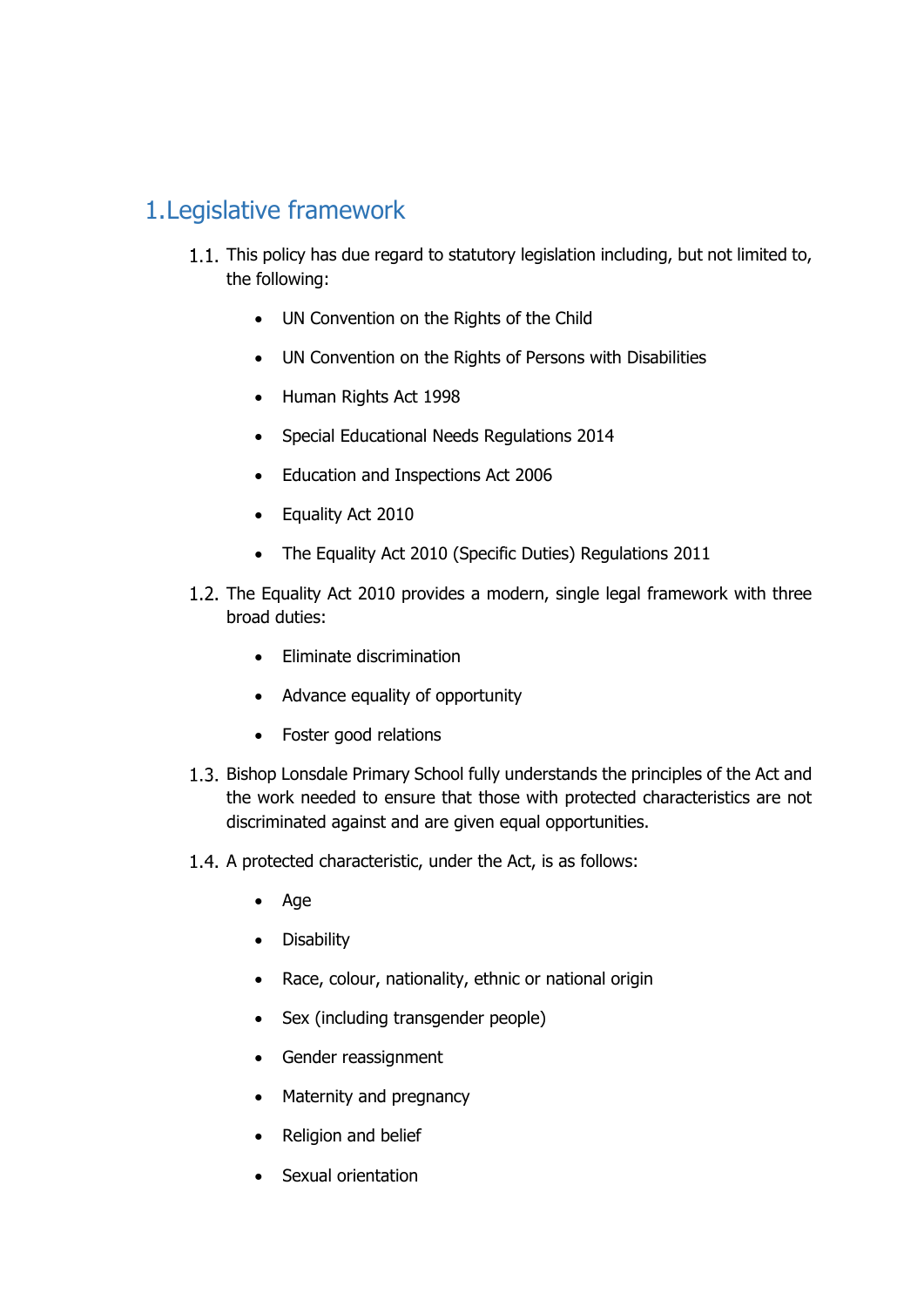# 1. Legislative framework

1.1. This policy has due regard to statutory legislation including, but not limited to, the following:

- UN Convention on the Rights of the Child
- UN Convention on the Rights of Persons with Disabilities
- Human Rights Act 1998
- Special Educational Needs Regulations 2014
- Education and Inspections Act 2006
- Equality Act 2010
- The Equality Act 2010 (Specific Duties) Regulations 2011

1.2. The Equality Act 2010 provides a modern, single legal framework with three broad duties:

- Eliminate discrimination
- Advance equality of opportunity
- Foster good relations

1.3. Bishop Lonsdale Primary School fully understands the principles of the Act and the work needed to ensure that those with protected characteristics are not discriminated against and are given equal opportunities.

1.4. A protected characteristic, under the Act, is as follows:

- Age
- Disability
- Race, colour, nationality, ethnic or national origin
- Sex (including transgender people)
- Gender reassignment
- Maternity and pregnancy
- Religion and belief
- Sexual orientation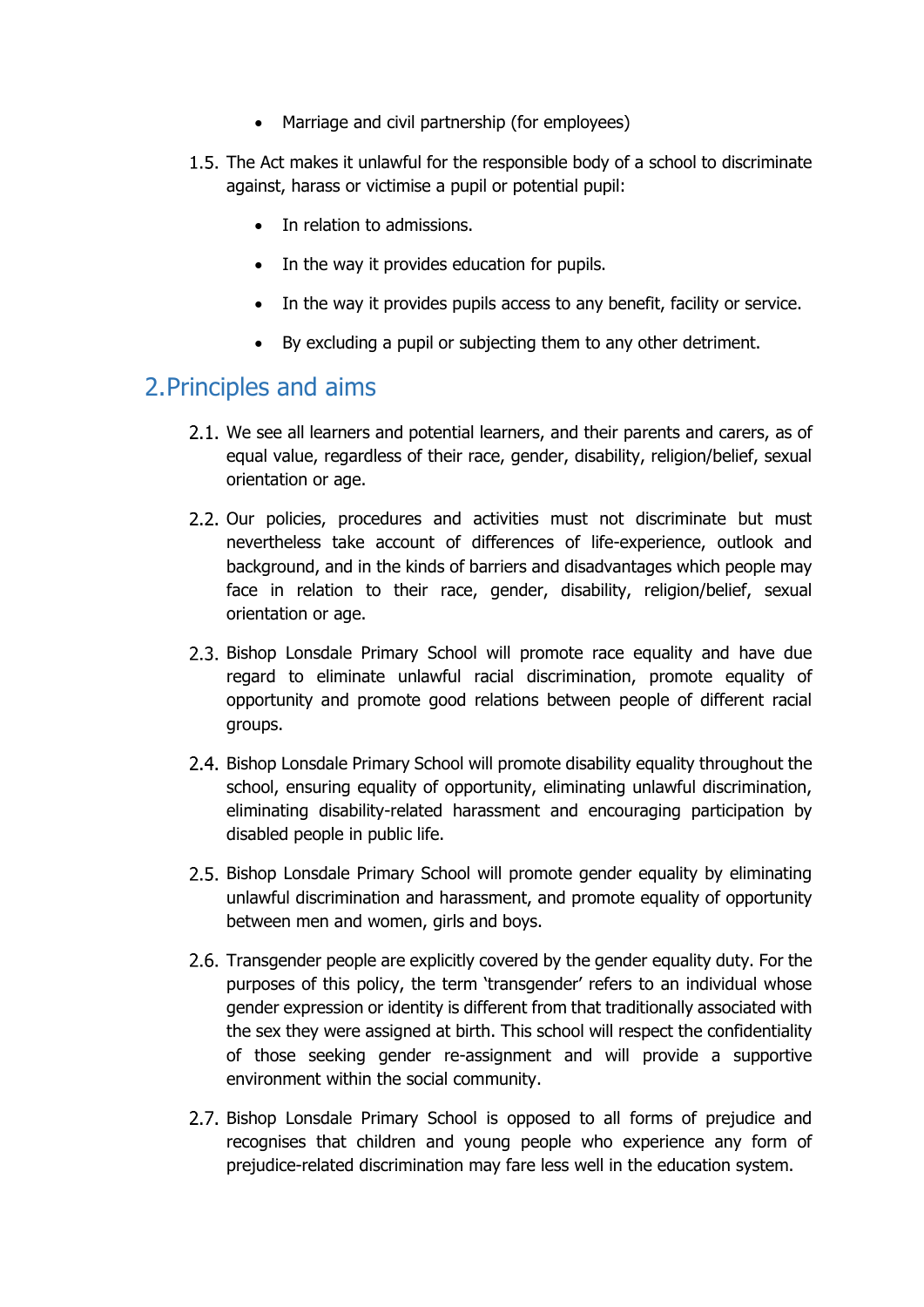- Marriage and civil partnership (for employees)

1.5. The Act makes it unlawful for the responsible body of a school to discriminate against, harass or victimise a pupil or potential pupil:

- In relation to admissions.
- In the way it provides education for pupils.
- In the way it provides pupils access to any benefit, facility or service.
- By excluding a pupil or subjecting them to any other detriment.

## 2. Principles and aims

2.1. We see all learners and potential learners, and their parents and carers, as of equal value, regardless of their race, gender, disability, religion/belief, sexual orientation or age.

2.2. Our policies, procedures and activities must not discriminate but must nevertheless take account of differences of life-experience, outlook and background, and in the kinds of barriers and disadvantages which people may face in relation to their race, gender, disability, religion/belief, sexual orientation or age.

2.3. Bishop Lonsdale Primary School will promote race equality and have due regard to eliminate unlawful racial discrimination, promote equality of opportunity and promote good relations between people of different racial groups.

2.4. Bishop Lonsdale Primary School will promote disability equality throughout the school, ensuring equality of opportunity, eliminating unlawful discrimination, eliminating disability-related harassment and encouraging participation by disabled people in public life.

2.5. Bishop Lonsdale Primary School will promote gender equality by eliminating unlawful discrimination and harassment, and promote equality of opportunity between men and women, girls and boys.

2.6. Transgender people are explicitly covered by the gender equality duty. For the purposes of this policy, the term 'transgender' refers to an individual whose gender expression or identity is different from that traditionally associated with the sex they were assigned at birth. This school will respect the confidentiality of those seeking gender re-assignment and will provide a supportive environment within the social community.

2.7. Bishop Lonsdale Primary School is opposed to all forms of prejudice and recognises that children and young people who experience any form of prejudice-related discrimination may fare less well in the education system.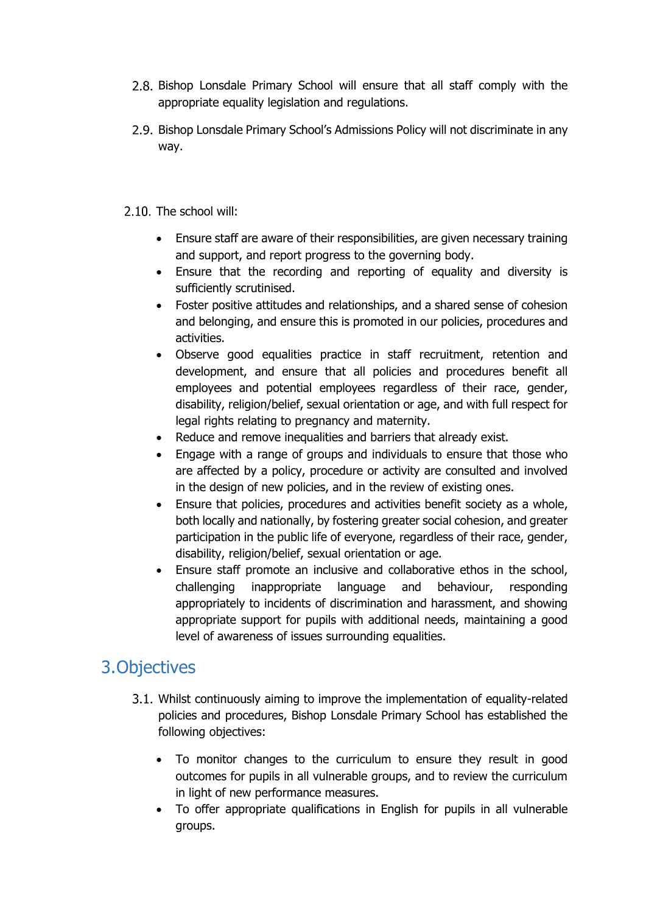2.8. Bishop Lonsdale Primary School will ensure that all staff comply with the appropriate equality legislation and regulations.

2.9. Bishop Lonsdale Primary School's Admissions Policy will not discriminate in any way.

2.10. The school will:

- Ensure staff are aware of their responsibilities, are given necessary training and support, and report progress to the governing body.
- Ensure that the recording and reporting of equality and diversity is sufficiently scrutinised.
- Foster positive attitudes and relationships, and a shared sense of cohesion and belonging, and ensure this is promoted in our policies, procedures and activities.
- Observe good equalities practice in staff recruitment, retention and development, and ensure that all policies and procedures benefit all employees and potential employees regardless of their race, gender, disability, religion/belief, sexual orientation or age, and with full respect for legal rights relating to pregnancy and maternity.
- Reduce and remove inequalities and barriers that already exist.
- Engage with a range of groups and individuals to ensure that those who are affected by a policy, procedure or activity are consulted and involved in the design of new policies, and in the review of existing ones.
- Ensure that policies, procedures and activities benefit society as a whole, both locally and nationally, by fostering greater social cohesion, and greater participation in the public life of everyone, regardless of their race, gender, disability, religion/belief, sexual orientation or age.
- Ensure staff promote an inclusive and collaborative ethos in the school, challenging inappropriate language and behaviour, responding appropriately to incidents of discrimination and harassment, and showing appropriate support for pupils with additional needs, maintaining a good level of awareness of issues surrounding equalities.

## 3. Objectives

3.1. Whilst continuously aiming to improve the implementation of equality-related policies and procedures, Bishop Lonsdale Primary School has established the following objectives:

- To monitor changes to the curriculum to ensure they result in good outcomes for pupils in all vulnerable groups, and to review the curriculum in light of new performance measures.
- To offer appropriate qualifications in English for pupils in all vulnerable groups.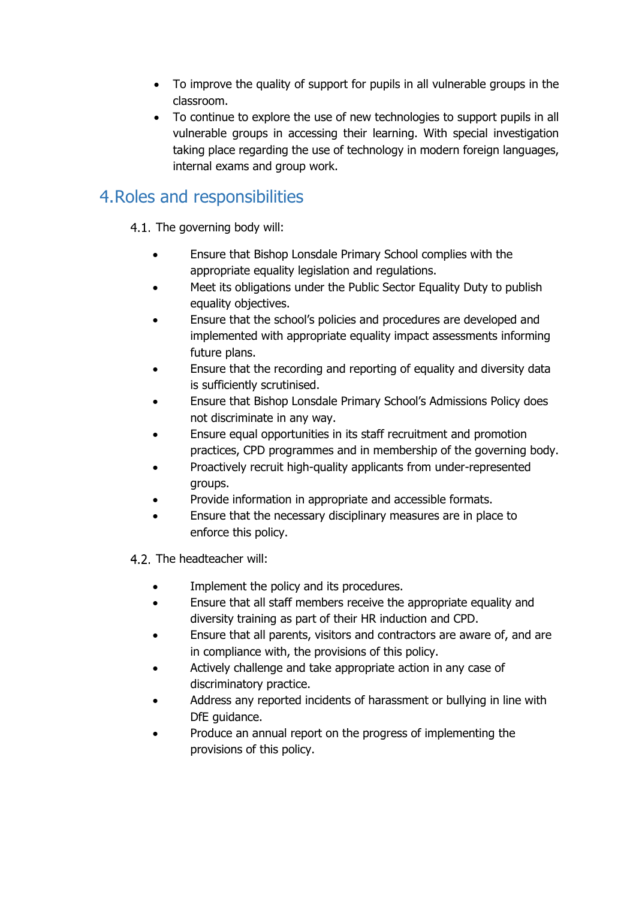- To improve the quality of support for pupils in all vulnerable groups in the classroom.
- To continue to explore the use of new technologies to support pupils in all vulnerable groups in accessing their learning. With special investigation taking place regarding the use of technology in modern foreign languages, internal exams and group work.

## 4. Roles and responsibilities

4.1. The governing body will:

- Ensure that Bishop Lonsdale Primary School complies with the appropriate equality legislation and regulations.
- Meet its obligations under the Public Sector Equality Duty to publish equality objectives.
- Ensure that the school's policies and procedures are developed and implemented with appropriate equality impact assessments informing future plans.
- Ensure that the recording and reporting of equality and diversity data is sufficiently scrutinised.
- Ensure that Bishop Lonsdale Primary School's Admissions Policy does not discriminate in any way.
- Ensure equal opportunities in its staff recruitment and promotion practices, CPD programmes and in membership of the governing body.
- Proactively recruit high-quality applicants from under-represented groups.
- Provide information in appropriate and accessible formats.
- Ensure that the necessary disciplinary measures are in place to enforce this policy.

4.2. The headteacher will:

- Implement the policy and its procedures.
- Ensure that all staff members receive the appropriate equality and diversity training as part of their HR induction and CPD.
- Ensure that all parents, visitors and contractors are aware of, and are in compliance with, the provisions of this policy.
- Actively challenge and take appropriate action in any case of discriminatory practice.
- Address any reported incidents of harassment or bullying in line with DfE guidance.
- Produce an annual report on the progress of implementing the provisions of this policy.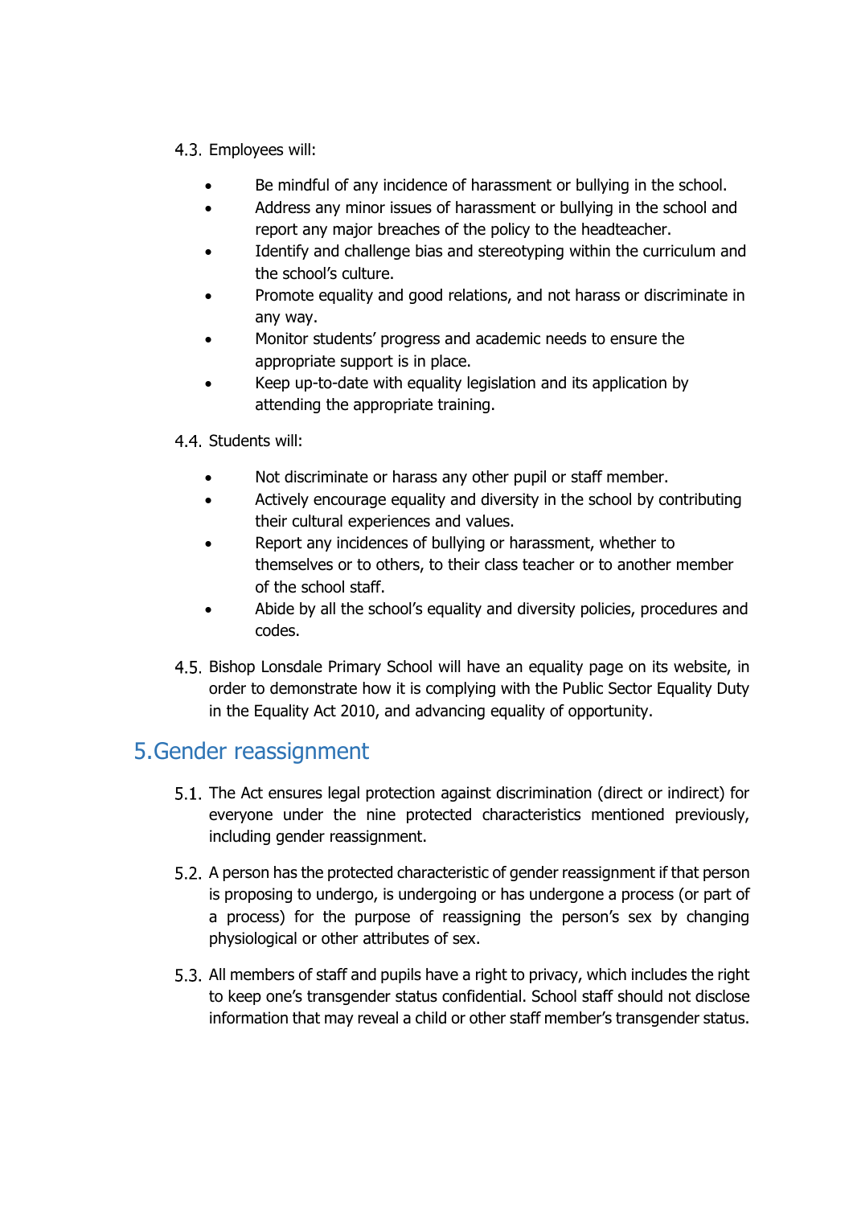4.3. Employees will:

- Be mindful of any incidence of harassment or bullying in the school.
- Address any minor issues of harassment or bullying in the school and report any major breaches of the policy to the headteacher.
- Identify and challenge bias and stereotyping within the curriculum and the school's culture.
- Promote equality and good relations, and not harass or discriminate in any way.
- Monitor students' progress and academic needs to ensure the appropriate support is in place.
- Keep up-to-date with equality legislation and its application by attending the appropriate training.

4.4. Students will:

- Not discriminate or harass any other pupil or staff member.
- Actively encourage equality and diversity in the school by contributing their cultural experiences and values.
- Report any incidences of bullying or harassment, whether to themselves or to others, to their class teacher or to another member of the school staff.
- Abide by all the school's equality and diversity policies, procedures and codes.

4.5. Bishop Lonsdale Primary School will have an equality page on its website, in order to demonstrate how it is complying with the Public Sector Equality Duty in the Equality Act 2010, and advancing equality of opportunity.

## 5. Gender reassignment

5.1. The Act ensures legal protection against discrimination (direct or indirect) for everyone under the nine protected characteristics mentioned previously, including gender reassignment.

5.2. A person has the protected characteristic of gender reassignment if that person is proposing to undergo, is undergoing or has undergone a process (or part of a process) for the purpose of reassigning the person's sex by changing physiological or other attributes of sex.

5.3. All members of staff and pupils have a right to privacy, which includes the right to keep one's transgender status confidential. School staff should not disclose information that may reveal a child or other staff member's transgender status.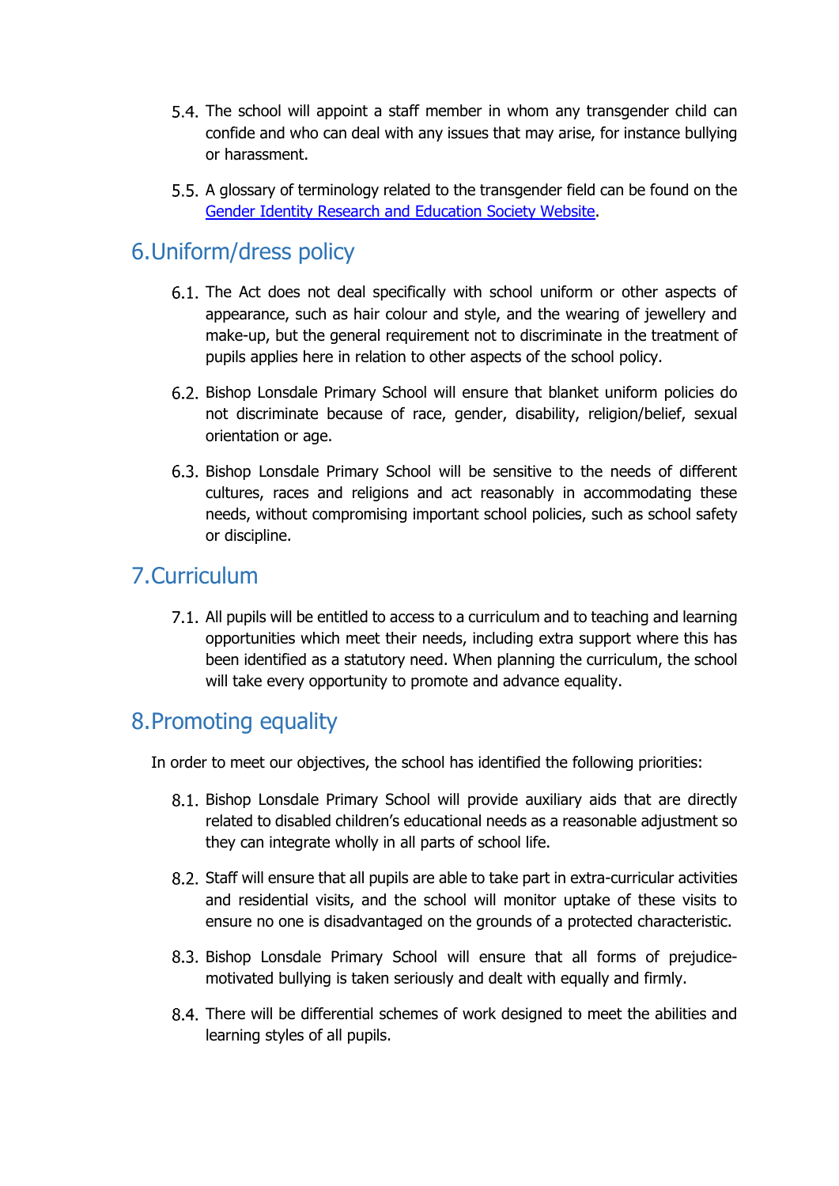5.4. The school will appoint a staff member in whom any transgender child can confide and who can deal with any issues that may arise, for instance bullying or harassment.

5.5. A glossary of terminology related to the transgender field can be found on the [Gender Identity Research and Education Society Website](#).

## 6. Uniform/dress policy

6.1. The Act does not deal specifically with school uniform or other aspects of appearance, such as hair colour and style, and the wearing of jewellery and make-up, but the general requirement not to discriminate in the treatment of pupils applies here in relation to other aspects of the school policy.

6.2. Bishop Lonsdale Primary School will ensure that blanket uniform policies do not discriminate because of race, gender, disability, religion/belief, sexual orientation or age.

6.3. Bishop Lonsdale Primary School will be sensitive to the needs of different cultures, races and religions and act reasonably in accommodating these needs, without compromising important school policies, such as school safety or discipline.

## 7. Curriculum

7.1. All pupils will be entitled to access to a curriculum and to teaching and learning opportunities which meet their needs, including extra support where this has been identified as a statutory need. When planning the curriculum, the school will take every opportunity to promote and advance equality.

## 8. Promoting equality

In order to meet our objectives, the school has identified the following priorities:

8.1. Bishop Lonsdale Primary School will provide auxiliary aids that are directly related to disabled children's educational needs as a reasonable adjustment so they can integrate wholly in all parts of school life.

8.2. Staff will ensure that all pupils are able to take part in extra-curricular activities and residential visits, and the school will monitor uptake of these visits to ensure no one is disadvantaged on the grounds of a protected characteristic.

8.3. Bishop Lonsdale Primary School will ensure that all forms of prejudice-motivated bullying is taken seriously and dealt with equally and firmly.

8.4. There will be differential schemes of work designed to meet the abilities and learning styles of all pupils.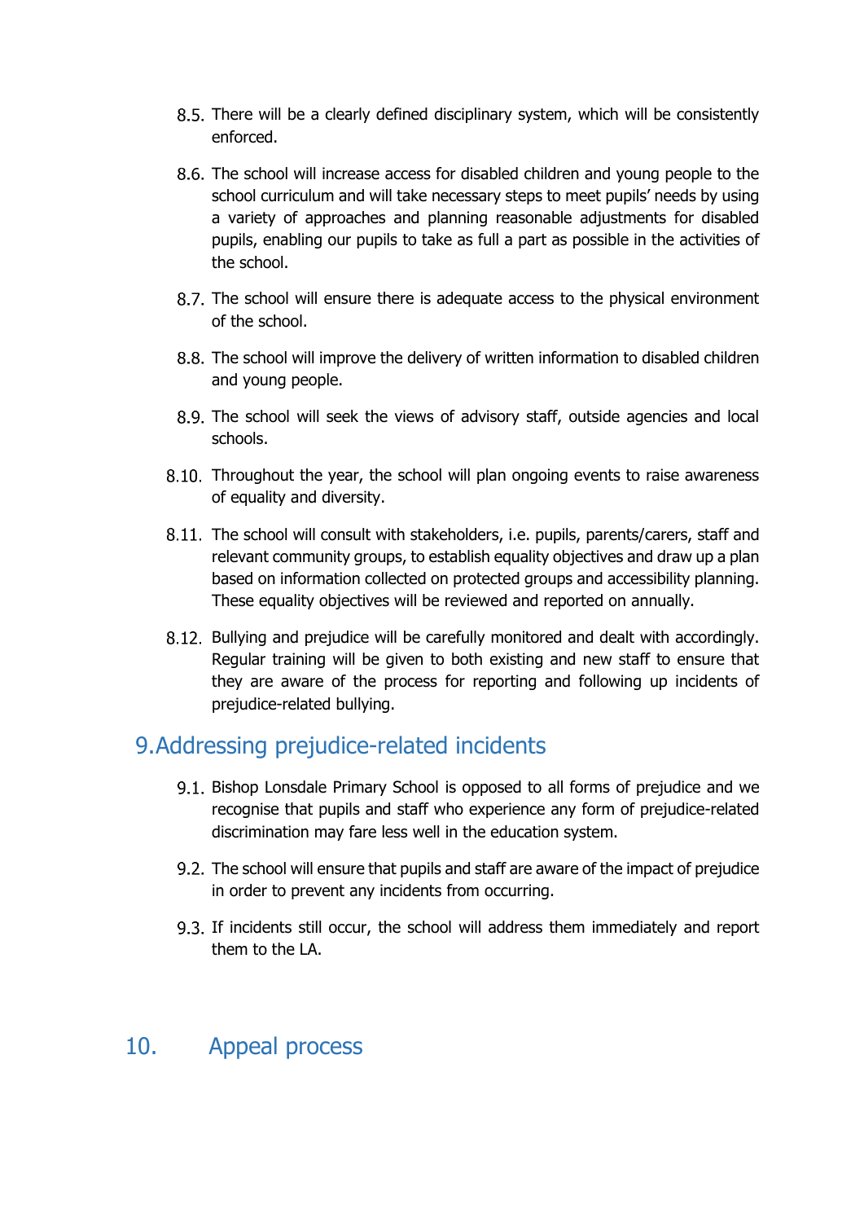8.5. There will be a clearly defined disciplinary system, which will be consistently enforced.

8.6. The school will increase access for disabled children and young people to the school curriculum and will take necessary steps to meet pupils' needs by using a variety of approaches and planning reasonable adjustments for disabled pupils, enabling our pupils to take as full a part as possible in the activities of the school.

8.7. The school will ensure there is adequate access to the physical environment of the school.

8.8. The school will improve the delivery of written information to disabled children and young people.

8.9. The school will seek the views of advisory staff, outside agencies and local schools.

8.10. Throughout the year, the school will plan ongoing events to raise awareness of equality and diversity.

8.11. The school will consult with stakeholders, i.e. pupils, parents/carers, staff and relevant community groups, to establish equality objectives and draw up a plan based on information collected on protected groups and accessibility planning. These equality objectives will be reviewed and reported on annually.

8.12. Bullying and prejudice will be carefully monitored and dealt with accordingly. Regular training will be given to both existing and new staff to ensure that they are aware of the process for reporting and following up incidents of prejudice-related bullying.

## 9. Addressing prejudice-related incidents

9.1. Bishop Lonsdale Primary School is opposed to all forms of prejudice and we recognise that pupils and staff who experience any form of prejudice-related discrimination may fare less well in the education system.

9.2. The school will ensure that pupils and staff are aware of the impact of prejudice in order to prevent any incidents from occurring.

9.3. If incidents still occur, the school will address them immediately and report them to the LA.

## 10. Appeal process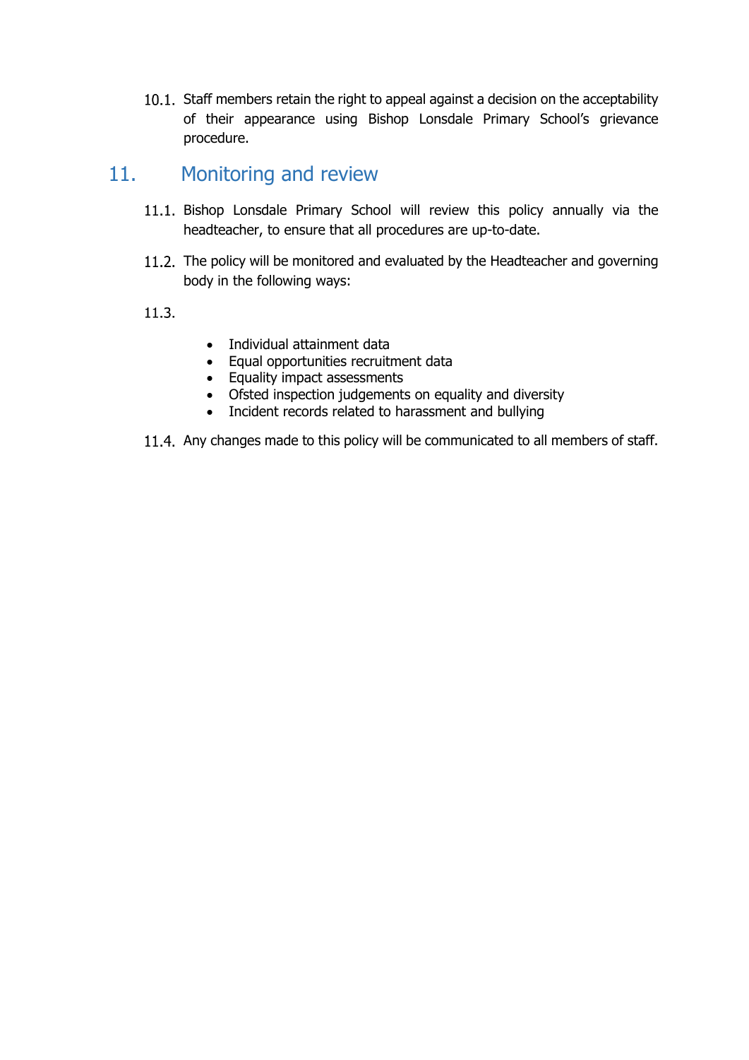10.1. Staff members retain the right to appeal against a decision on the acceptability of their appearance using Bishop Lonsdale Primary School's grievance procedure.

## 11. Monitoring and review

11.1. Bishop Lonsdale Primary School will review this policy annually via the headteacher, to ensure that all procedures are up-to-date.

11.2. The policy will be monitored and evaluated by the Headteacher and governing body in the following ways:

11.3.

- Individual attainment data
- Equal opportunities recruitment data
- Equality impact assessments
- Ofsted inspection judgements on equality and diversity
- Incident records related to harassment and bullying

11.4. Any changes made to this policy will be communicated to all members of staff.